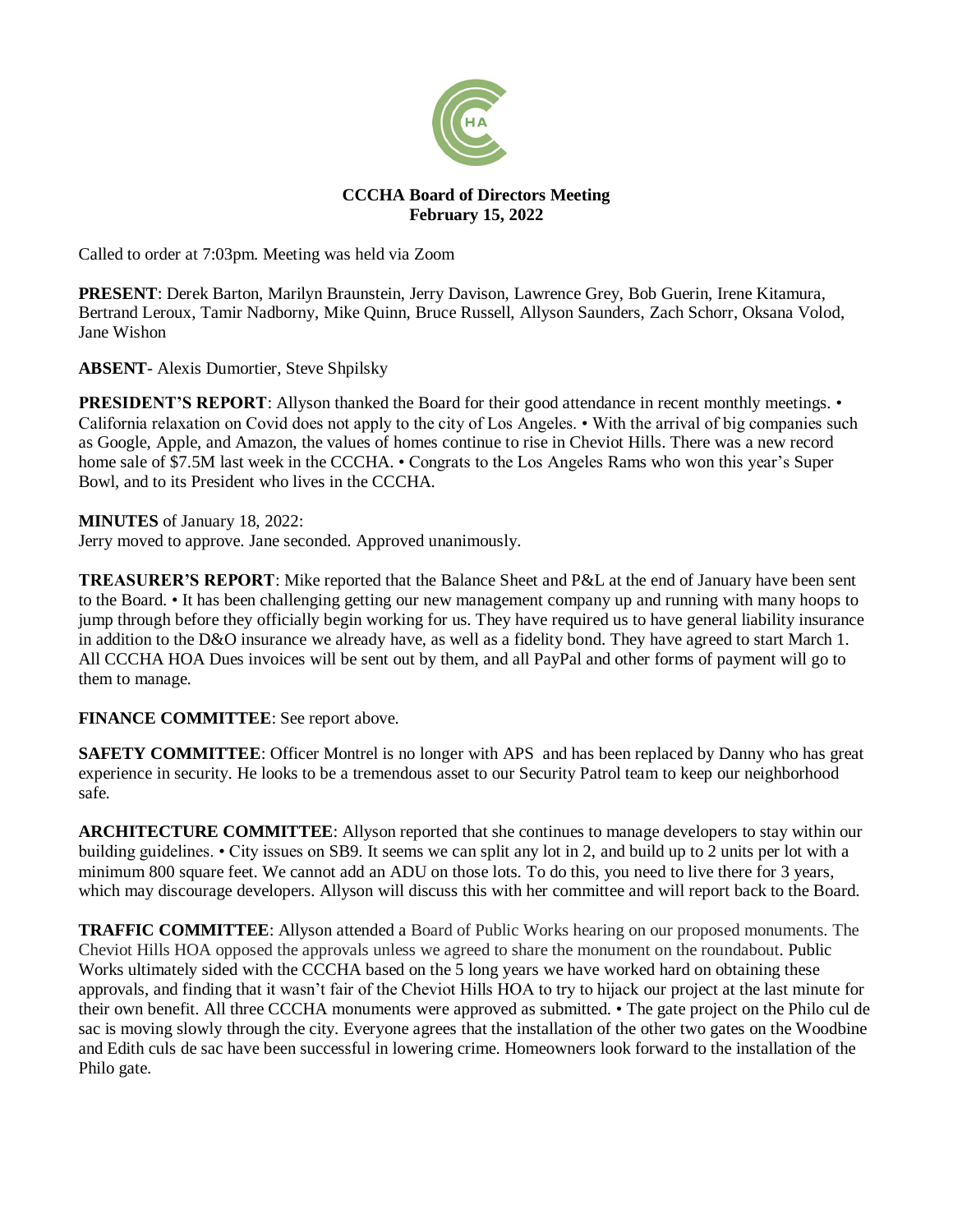**CCCHA Board of Directors Meeting**
**February 15, 2022**

Called to order at 7:03pm. Meeting was held via Zoom

**PRESENT**: Derek Barton, Marilyn Braunstein, Jerry Davison, Lawrence Grey, Bob Guerin, Irene Kitamura, Bertrand Leroux, Tamir Nadborny, Mike Quinn, Bruce Russell, Allyson Saunders, Zach Schorr, Oksana Volod, Jane Wishon

**ABSENT**- Alexis Dumortier, Steve Shpilsky

**PRESIDENT'S REPORT**: Allyson thanked the Board for their good attendance in recent monthly meetings. • California relaxation on Covid does not apply to the city of Los Angeles. • With the arrival of big companies such as Google, Apple, and Amazon, the values of homes continue to rise in Cheviot Hills. There was a new record home sale of $7.5M last week in the CCCHA. • Congrats to the Los Angeles Rams who won this year's Super Bowl, and to its President who lives in the CCCHA.

**MINUTES** of January 18, 2022:
Jerry moved to approve. Jane seconded. Approved unanimously.

**TREASURER'S REPORT**: Mike reported that the Balance Sheet and P&L at the end of January have been sent to the Board. • It has been challenging getting our new management company up and running with many hoops to jump through before they officially begin working for us. They have required us to have general liability insurance in addition to the D&O insurance we already have, as well as a fidelity bond. They have agreed to start March 1. All CCCHA HOA Dues invoices will be sent out by them, and all PayPal and other forms of payment will go to them to manage.

**FINANCE COMMITTEE**: See report above.

**SAFETY COMMITTEE**: Officer Montrel is no longer with APS and has been replaced by Danny who has great experience in security. He looks to be a tremendous asset to our Security Patrol team to keep our neighborhood safe.

**ARCHITECTURE COMMITTEE**: Allyson reported that she continues to manage developers to stay within our building guidelines. • City issues on SB9. It seems we can split any lot in 2, and build up to 2 units per lot with a minimum 800 square feet. We cannot add an ADU on those lots. To do this, you need to live there for 3 years, which may discourage developers. Allyson will discuss this with her committee and will report back to the Board.

**TRAFFIC COMMITTEE**: Allyson attended a Board of Public Works hearing on our proposed monuments. The Cheviot Hills HOA opposed the approvals unless we agreed to share the monument on the roundabout. Public Works ultimately sided with the CCCHA based on the 5 long years we have worked hard on obtaining these approvals, and finding that it wasn't fair of the Cheviot Hills HOA to try to hijack our project at the last minute for their own benefit. All three CCCHA monuments were approved as submitted. • The gate project on the Philo cul de sac is moving slowly through the city. Everyone agrees that the installation of the other two gates on the Woodbine and Edith culs de sac have been successful in lowering crime. Homeowners look forward to the installation of the Philo gate.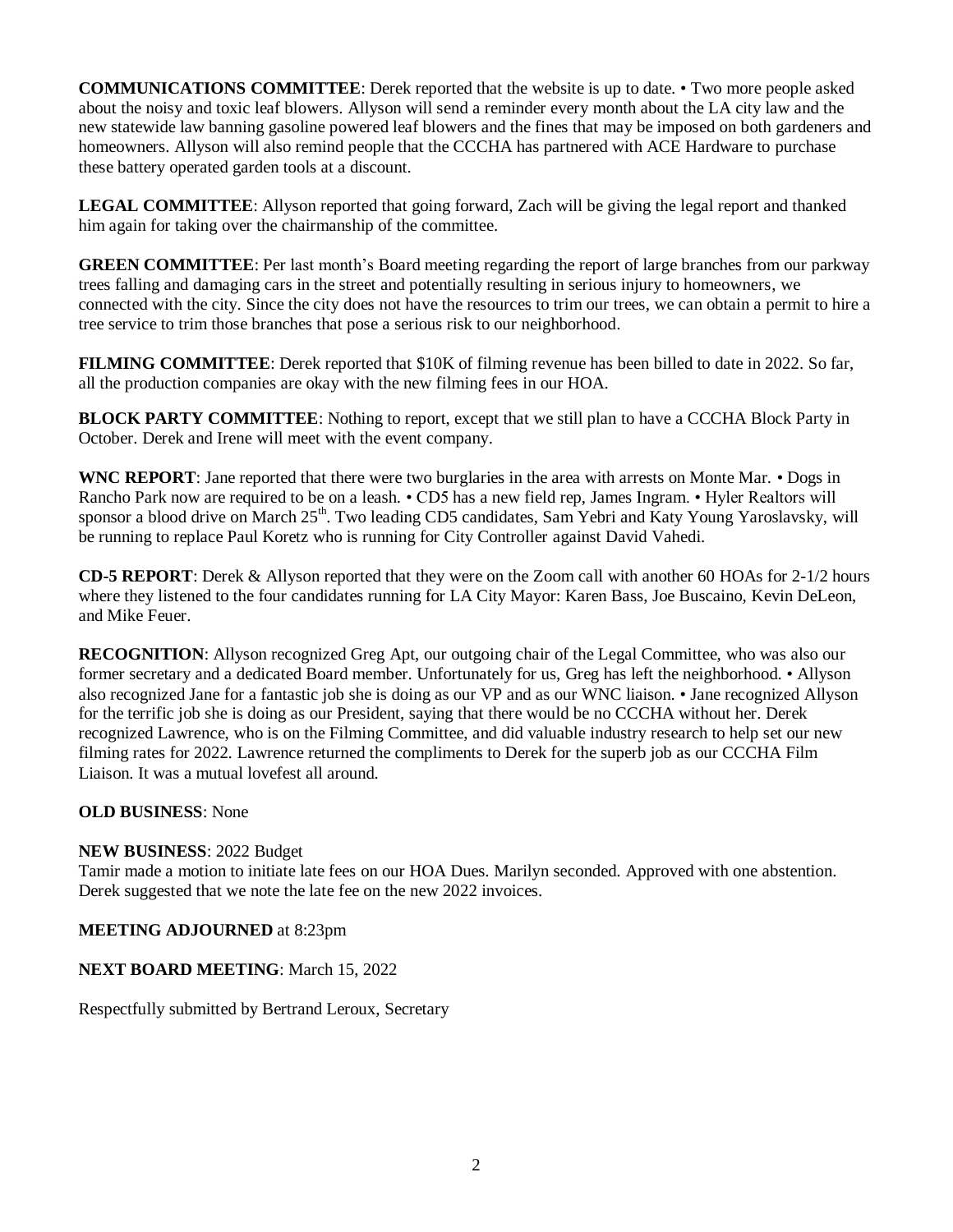**COMMUNICATIONS COMMITTEE**: Derek reported that the website is up to date. • Two more people asked about the noisy and toxic leaf blowers. Allyson will send a reminder every month about the LA city law and the new statewide law banning gasoline powered leaf blowers and the fines that may be imposed on both gardeners and homeowners. Allyson will also remind people that the CCCHA has partnered with ACE Hardware to purchase these battery operated garden tools at a discount.

**LEGAL COMMITTEE**: Allyson reported that going forward, Zach will be giving the legal report and thanked him again for taking over the chairmanship of the committee.

**GREEN COMMITTEE**: Per last month's Board meeting regarding the report of large branches from our parkway trees falling and damaging cars in the street and potentially resulting in serious injury to homeowners, we connected with the city. Since the city does not have the resources to trim our trees, we can obtain a permit to hire a tree service to trim those branches that pose a serious risk to our neighborhood.

**FILMING COMMITTEE**: Derek reported that $10K of filming revenue has been billed to date in 2022. So far, all the production companies are okay with the new filming fees in our HOA.

**BLOCK PARTY COMMITTEE**: Nothing to report, except that we still plan to have a CCCHA Block Party in October. Derek and Irene will meet with the event company.

**WNC REPORT**: Jane reported that there were two burglaries in the area with arrests on Monte Mar. • Dogs in Rancho Park now are required to be on a leash. • CD5 has a new field rep, James Ingram. • Hyler Realtors will sponsor a blood drive on March 25th. Two leading CD5 candidates, Sam Yebri and Katy Young Yaroslavsky, will be running to replace Paul Koretz who is running for City Controller against David Vahedi.

**CD-5 REPORT**: Derek & Allyson reported that they were on the Zoom call with another 60 HOAs for 2-1/2 hours where they listened to the four candidates running for LA City Mayor: Karen Bass, Joe Buscaino, Kevin DeLeon, and Mike Feuer.

**RECOGNITION**: Allyson recognized Greg Apt, our outgoing chair of the Legal Committee, who was also our former secretary and a dedicated Board member. Unfortunately for us, Greg has left the neighborhood. • Allyson also recognized Jane for a fantastic job she is doing as our VP and as our WNC liaison. • Jane recognized Allyson for the terrific job she is doing as our President, saying that there would be no CCCHA without her. Derek recognized Lawrence, who is on the Filming Committee, and did valuable industry research to help set our new filming rates for 2022. Lawrence returned the compliments to Derek for the superb job as our CCCHA Film Liaison. It was a mutual lovefest all around.

**OLD BUSINESS**: None

**NEW BUSINESS**: 2022 Budget
Tamir made a motion to initiate late fees on our HOA Dues. Marilyn seconded. Approved with one abstention. Derek suggested that we note the late fee on the new 2022 invoices.

**MEETING ADJOURNED** at 8:23pm

**NEXT BOARD MEETING**: March 15, 2022

Respectfully submitted by Bertrand Leroux, Secretary